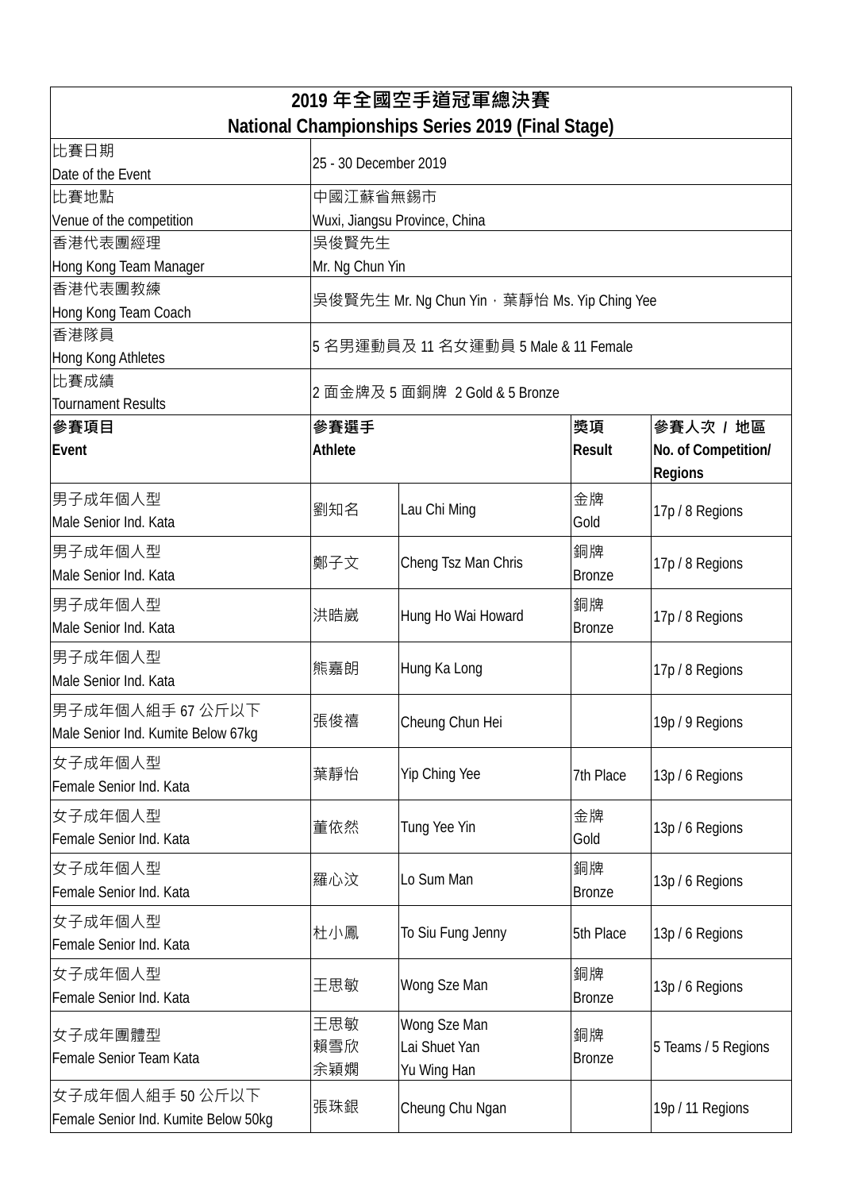# 2019 年全國空手道冠軍總決賽
# National Championships Series 2019 (Final Stage)

| 比賽日期<br>Date of the Event | 25 - 30 December 2019 | | | |
|---|---|---|---|---|
| 比賽地點<br>Venue of the competition | 中國江蘇省無錫市<br>Wuxi, Jiangsu Province, China | | | |
| 香港代表團經理<br>Hong Kong Team Manager | 吳俊賢先生<br>Mr. Ng Chun Yin | | | |
| 香港代表團教練<br>Hong Kong Team Coach | 吳俊賢先生 Mr. Ng Chun Yin，葉靜怡 Ms. Yip Ching Yee | | | |
| 香港隊員<br>Hong Kong Athletes | 5 名男運動員及 11 名女運動員 5 Male & 11 Female | | | |
| 比賽成績<br>Tournament Results | 2 面金牌及 5 面銅牌 2 Gold & 5 Bronze | | | |
| **參賽項目<br>Event** | **參賽選手<br>Athlete** | | **獎項<br>Result** | **參賽人次 / 地區<br>No. of Competition/ Regions** |
| 男子成年個人型<br>Male Senior Ind. Kata | 劉知名 | Lau Chi Ming | 金牌<br>Gold | 17p / 8 Regions |
| 男子成年個人型<br>Male Senior Ind. Kata | 鄭子文 | Cheng Tsz Man Chris | 銅牌<br>Bronze | 17p / 8 Regions |
| 男子成年個人型<br>Male Senior Ind. Kata | 洪晧崴 | Hung Ho Wai Howard | 銅牌<br>Bronze | 17p / 8 Regions |
| 男子成年個人型<br>Male Senior Ind. Kata | 熊嘉朗 | Hung Ka Long | | 17p / 8 Regions |
| 男子成年個人組手 67 公斤以下<br>Male Senior Ind. Kumite Below 67kg | 張俊禧 | Cheung Chun Hei | | 19p / 9 Regions |
| 女子成年個人型<br>Female Senior Ind. Kata | 葉靜怡 | Yip Ching Yee | 7th Place | 13p / 6 Regions |
| 女子成年個人型<br>Female Senior Ind. Kata | 董依然 | Tung Yee Yin | 金牌<br>Gold | 13p / 6 Regions |
| 女子成年個人型<br>Female Senior Ind. Kata | 羅心汶 | Lo Sum Man | 銅牌<br>Bronze | 13p / 6 Regions |
| 女子成年個人型<br>Female Senior Ind. Kata | 杜小鳳 | To Siu Fung Jenny | 5th Place | 13p / 6 Regions |
| 女子成年個人型<br>Female Senior Ind. Kata | 王思敏 | Wong Sze Man | 銅牌<br>Bronze | 13p / 6 Regions |
| 女子成年團體型<br>Female Senior Team Kata | 王思敏<br>賴雪欣<br>余穎嫻 | Wong Sze Man<br>Lai Shuet Yan<br>Yu Wing Han | 銅牌<br>Bronze | 5 Teams / 5 Regions |
| 女子成年個人組手 50 公斤以下<br>Female Senior Ind. Kumite Below 50kg | 張珠銀 | Cheung Chu Ngan | | 19p / 11 Regions |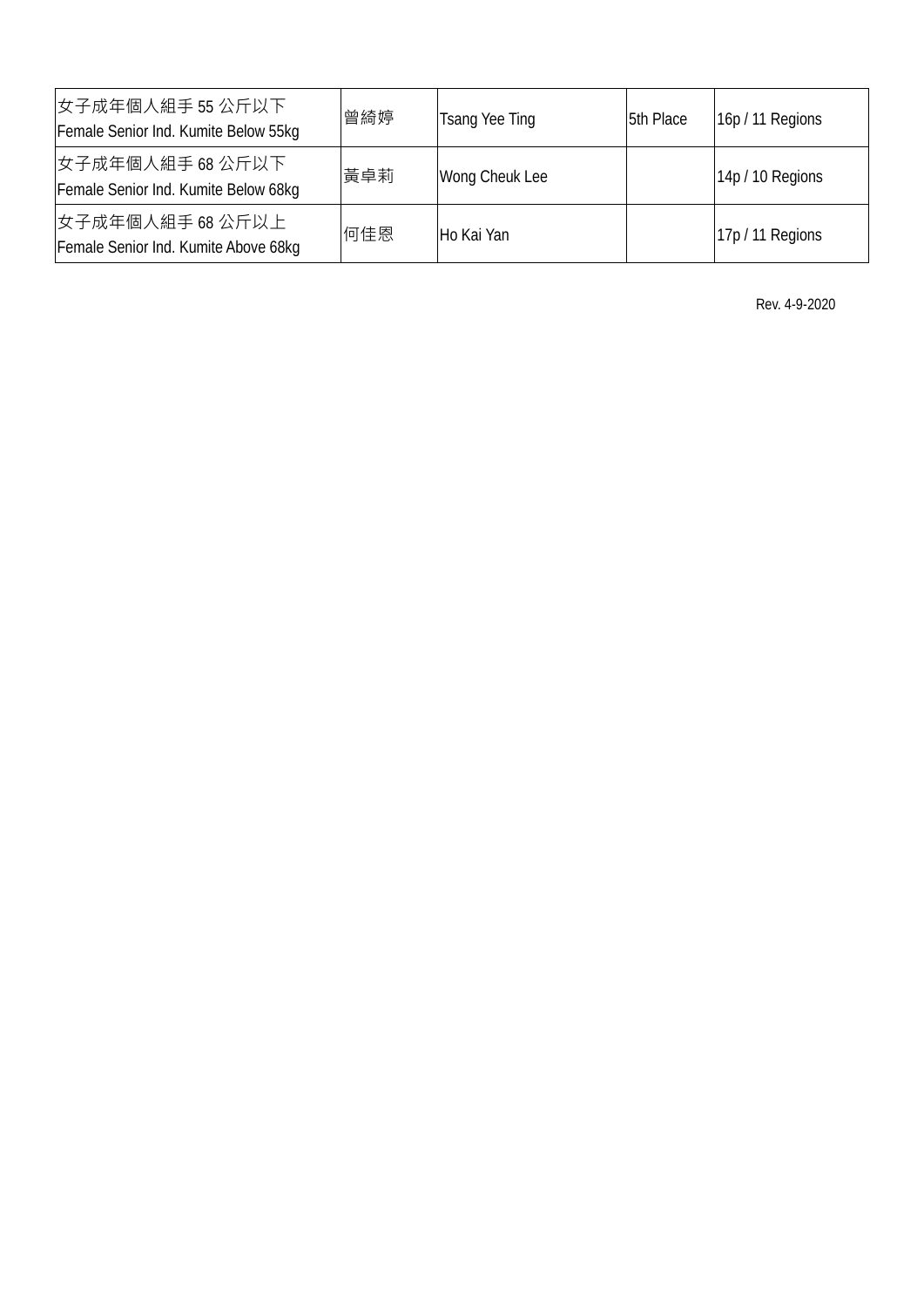| | | | | |
|---|---|---|---|---|
| 女子成年個人組手 55 公斤以下<br>Female Senior Ind. Kumite Below 55kg | 曾綺婷 | Tsang Yee Ting | 5th Place | 16p / 11 Regions |
| 女子成年個人組手 68 公斤以下<br>Female Senior Ind. Kumite Below 68kg | 黃卓莉 | Wong Cheuk Lee | | 14p / 10 Regions |
| 女子成年個人組手 68 公斤以上<br>Female Senior Ind. Kumite Above 68kg | 何佳恩 | Ho Kai Yan | | 17p / 11 Regions |

Rev. 4-9-2020